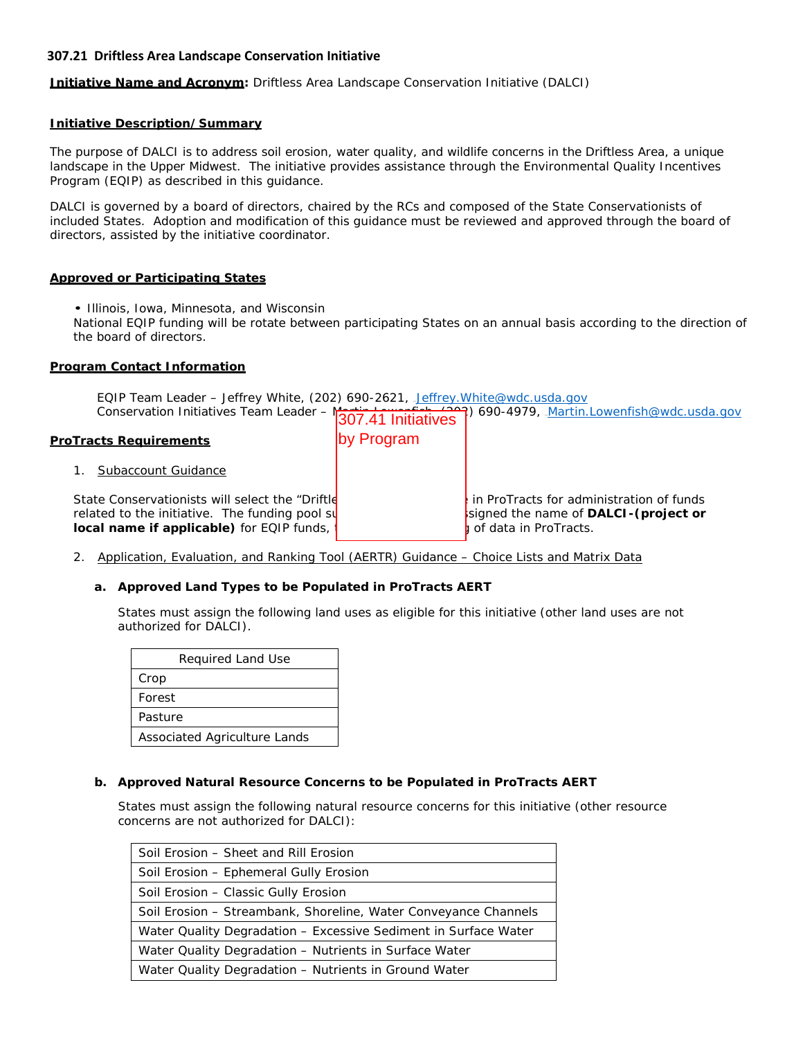### 307.21 Driftless Area Landscape Conservation Initiative

**Initiative Name and Acronym:** Driftless Area Landscape Conservation Initiative (DALCI)

**Initiative Description/Summary**

The purpose of DALCI is to address soil erosion, water quality, and wildlife concerns in the Driftless Area, a unique landscape in the Upper Midwest. The initiative provides assistance through the Environmental Quality Incentives Program (EQIP) as described in this guidance.

DALCI is governed by a board of directors, chaired by the RCs and composed of the State Conservationists of included States. Adoption and modification of this guidance must be reviewed and approved through the board of directors, assisted by the initiative coordinator.

**Approved or Participating States**

- Illinois, Iowa, Minnesota, and Wisconsin

National EQIP funding will be rotate between participating States on an annual basis according to the direction of the board of directors.

**Program Contact Information**

EQIP Team Leader – Jeffrey White, (202) 690-2621, Jeffrey.White@wdc.usda.gov
Conservation Initiatives Team Leader – Martin Lowenfish, (202) 690-4979, Martin.Lowenfish@wdc.usda.gov

**ProTracts Requirements**

1. Subaccount Guidance

State Conservationists will select the “Driftle... in ProTracts for administration of funds related to the initiative. The funding pool su...signed the name of **DALCI-(project or local name if applicable)** for EQIP funds, ...g of data in ProTracts.

2. Application, Evaluation, and Ranking Tool (AERTR) Guidance – Choice Lists and Matrix Data

   **a. Approved Land Types to be Populated in ProTracts AERT**

   States must assign the following land uses as eligible for this initiative (other land uses are not authorized for DALCI).

| Required Land Use |
|---|
| Crop |
| Forest |
| Pasture |
| Associated Agriculture Lands |

   **b. Approved Natural Resource Concerns to be Populated in ProTracts AERT**

   States must assign the following natural resource concerns for this initiative (other resource concerns are not authorized for DALCI):

| Resource Concern |
|---|
| Soil Erosion – Sheet and Rill Erosion |
| Soil Erosion – Ephemeral Gully Erosion |
| Soil Erosion – Classic Gully Erosion |
| Soil Erosion – Streambank, Shoreline, Water Conveyance Channels |
| Water Quality Degradation – Excessive Sediment in Surface Water |
| Water Quality Degradation – Nutrients in Surface Water |
| Water Quality Degradation – Nutrients in Ground Water |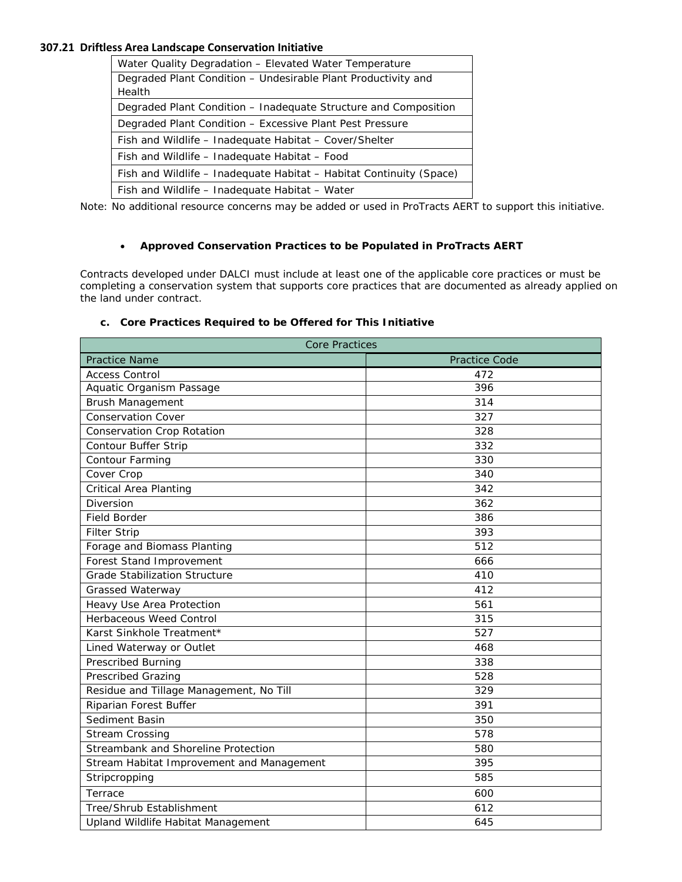### 307.21 Driftless Area Landscape Conservation Initiative

| Water Quality Degradation – Elevated Water Temperature |
|---|
| Degraded Plant Condition – Undesirable Plant Productivity and Health |
| Degraded Plant Condition – Inadequate Structure and Composition |
| Degraded Plant Condition – Excessive Plant Pest Pressure |
| Fish and Wildlife – Inadequate Habitat – Cover/Shelter |
| Fish and Wildlife – Inadequate Habitat – Food |
| Fish and Wildlife – Inadequate Habitat – Habitat Continuity (Space) |
| Fish and Wildlife – Inadequate Habitat – Water |

Note: No additional resource concerns may be added or used in ProTracts AERT to support this initiative.

- **Approved Conservation Practices to be Populated in ProTracts AERT**

Contracts developed under DALCI must include at least one of the applicable core practices or must be completing a conservation system that supports core practices that are documented as already applied on the land under contract.

**c. Core Practices Required to be Offered for This Initiative**

| Core Practices | |
|---|---|
| Practice Name | Practice Code |
| Access Control | 472 |
| Aquatic Organism Passage | 396 |
| Brush Management | 314 |
| Conservation Cover | 327 |
| Conservation Crop Rotation | 328 |
| Contour Buffer Strip | 332 |
| Contour Farming | 330 |
| Cover Crop | 340 |
| Critical Area Planting | 342 |
| Diversion | 362 |
| Field Border | 386 |
| Filter Strip | 393 |
| Forage and Biomass Planting | 512 |
| Forest Stand Improvement | 666 |
| Grade Stabilization Structure | 410 |
| Grassed Waterway | 412 |
| Heavy Use Area Protection | 561 |
| Herbaceous Weed Control | 315 |
| Karst Sinkhole Treatment* | 527 |
| Lined Waterway or Outlet | 468 |
| Prescribed Burning | 338 |
| Prescribed Grazing | 528 |
| Residue and Tillage Management, No Till | 329 |
| Riparian Forest Buffer | 391 |
| Sediment Basin | 350 |
| Stream Crossing | 578 |
| Streambank and Shoreline Protection | 580 |
| Stream Habitat Improvement and Management | 395 |
| Stripcropping | 585 |
| Terrace | 600 |
| Tree/Shrub Establishment | 612 |
| Upland Wildlife Habitat Management | 645 |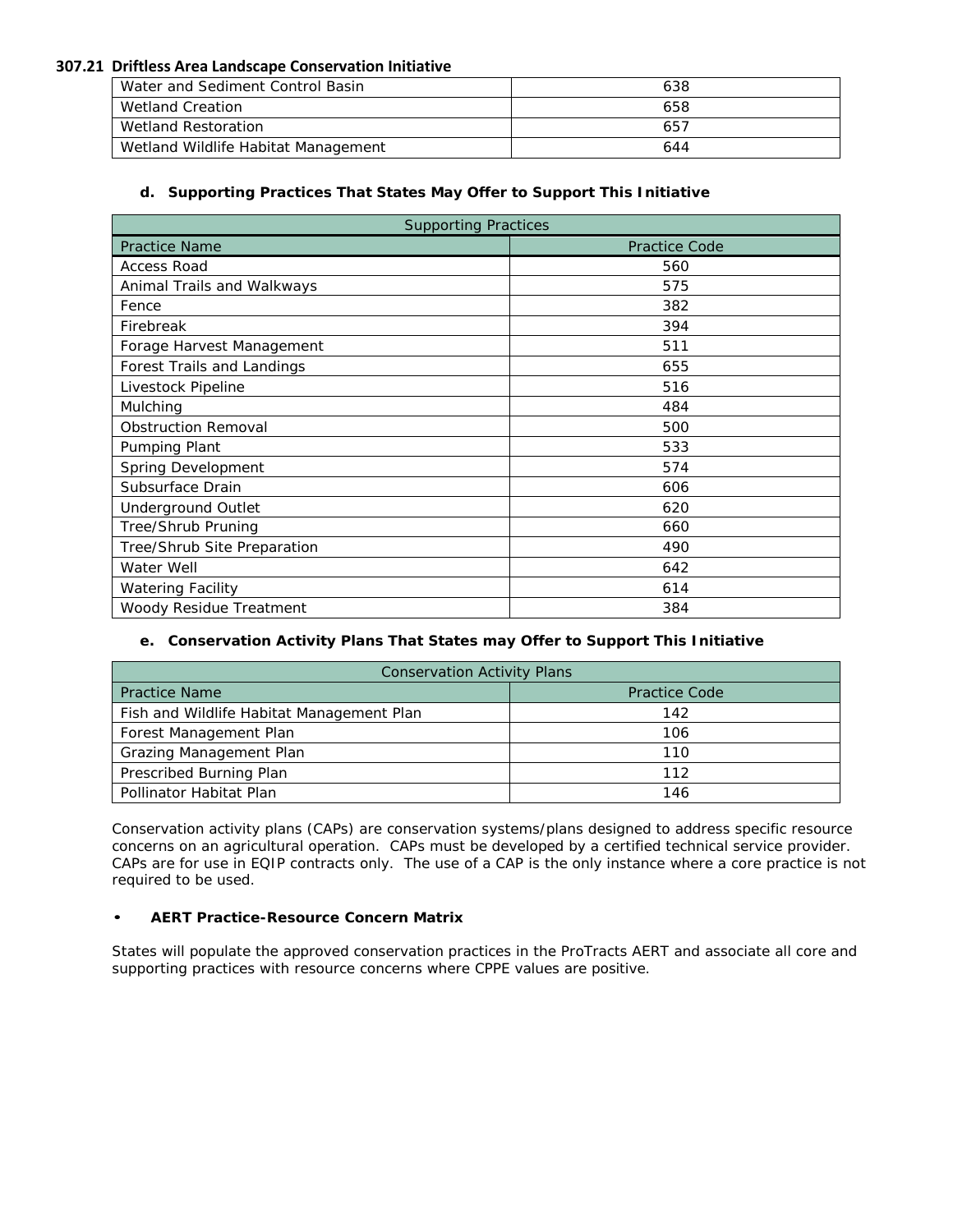### 307.21 Driftless Area Landscape Conservation Initiative

| | |
|---|---|
| Water and Sediment Control Basin | 638 |
| Wetland Creation | 658 |
| Wetland Restoration | 657 |
| Wetland Wildlife Habitat Management | 644 |

**d. Supporting Practices That States May Offer to Support This Initiative**

| Supporting Practices | |
|---|---|
| Practice Name | Practice Code |
| Access Road | 560 |
| Animal Trails and Walkways | 575 |
| Fence | 382 |
| Firebreak | 394 |
| Forage Harvest Management | 511 |
| Forest Trails and Landings | 655 |
| Livestock Pipeline | 516 |
| Mulching | 484 |
| Obstruction Removal | 500 |
| Pumping Plant | 533 |
| Spring Development | 574 |
| Subsurface Drain | 606 |
| Underground Outlet | 620 |
| Tree/Shrub Pruning | 660 |
| Tree/Shrub Site Preparation | 490 |
| Water Well | 642 |
| Watering Facility | 614 |
| Woody Residue Treatment | 384 |

**e. Conservation Activity Plans That States may Offer to Support This Initiative**

| Conservation Activity Plans | |
|---|---|
| Practice Name | Practice Code |
| Fish and Wildlife Habitat Management Plan | 142 |
| Forest Management Plan | 106 |
| Grazing Management Plan | 110 |
| Prescribed Burning Plan | 112 |
| Pollinator Habitat Plan | 146 |

Conservation activity plans (CAPs) are conservation systems/plans designed to address specific resource concerns on an agricultural operation. CAPs must be developed by a certified technical service provider. CAPs are for use in EQIP contracts only. The use of a CAP is the only instance where a core practice is not required to be used.

- **AERT Practice-Resource Concern Matrix**

States will populate the approved conservation practices in the ProTracts AERT and associate all core and supporting practices with resource concerns where CPPE values are positive.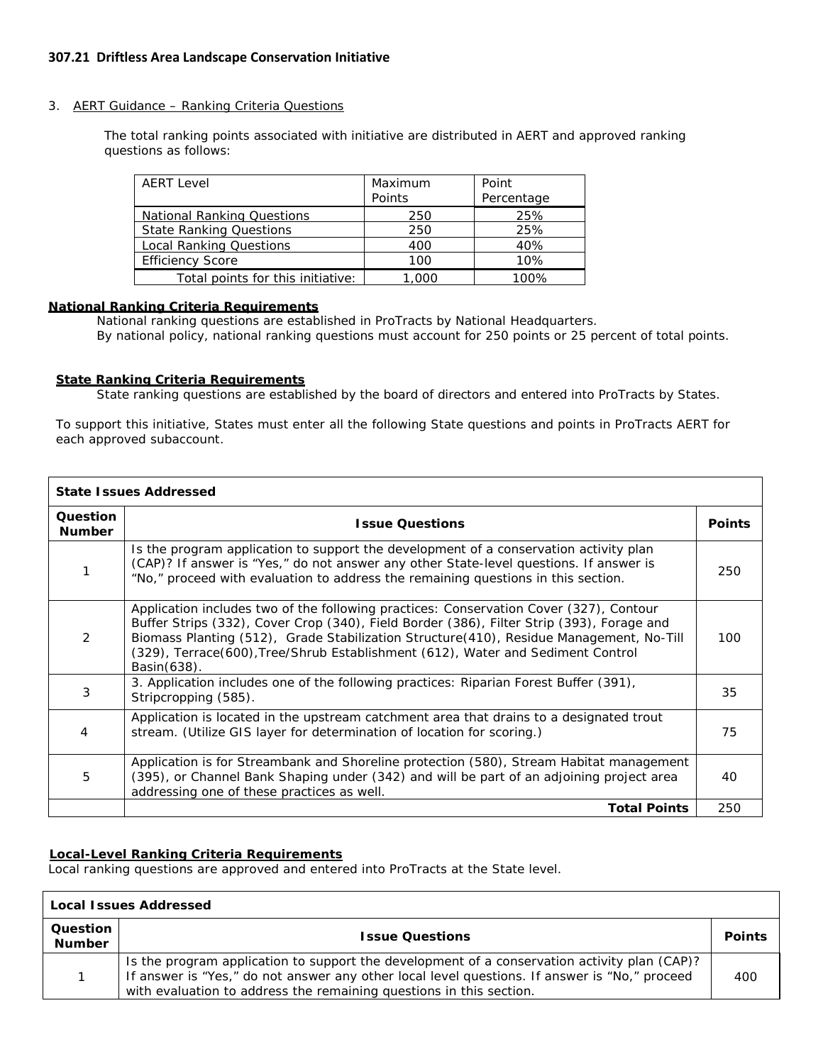### 307.21 Driftless Area Landscape Conservation Initiative

3. AERT Guidance – Ranking Criteria Questions

The total ranking points associated with initiative are distributed in AERT and approved ranking questions as follows:

| AERT Level | Maximum Points | Point Percentage |
|---|---|---|
| National Ranking Questions | 250 | 25% |
| State Ranking Questions | 250 | 25% |
| Local Ranking Questions | 400 | 40% |
| Efficiency Score | 100 | 10% |
| Total points for this initiative: | 1,000 | 100% |

**National Ranking Criteria Requirements**

National ranking questions are established in ProTracts by National Headquarters.
By national policy, national ranking questions must account for 250 points or 25 percent of total points.

**State Ranking Criteria Requirements**

State ranking questions are established by the board of directors and entered into ProTracts by States.

To support this initiative, States must enter all the following State questions and points in ProTracts AERT for each approved subaccount.

| **State Issues Addressed** | | |
|---|---|---|
| **Question Number** | **Issue Questions** | **Points** |
| 1 | Is the program application to support the development of a conservation activity plan (CAP)? If answer is "Yes," do not answer any other State-level questions. If answer is "No," proceed with evaluation to address the remaining questions in this section. | 250 |
| 2 | Application includes two of the following practices: Conservation Cover (327), Contour Buffer Strips (332), Cover Crop (340), Field Border (386), Filter Strip (393), Forage and Biomass Planting (512), Grade Stabilization Structure(410), Residue Management, No-Till (329), Terrace(600),Tree/Shrub Establishment (612), Water and Sediment Control Basin(638). | 100 |
| 3 | 3. Application includes one of the following practices: Riparian Forest Buffer (391), Stripcropping (585). | 35 |
| 4 | Application is located in the upstream catchment area that drains to a designated trout stream. (Utilize GIS layer for determination of location for scoring.) | 75 |
| 5 | Application is for Streambank and Shoreline protection (580), Stream Habitat management (395), or Channel Bank Shaping under (342) and will be part of an adjoining project area addressing one of these practices as well. | 40 |
| | **Total Points** | 250 |

**Local-Level Ranking Criteria Requirements**

Local ranking questions are approved and entered into ProTracts at the State level.

| **Local Issues Addressed** | | |
|---|---|---|
| **Question Number** | **Issue Questions** | **Points** |
| 1 | Is the program application to support the development of a conservation activity plan (CAP)? If answer is "Yes," do not answer any other local level questions. If answer is "No," proceed with evaluation to address the remaining questions in this section. | 400 |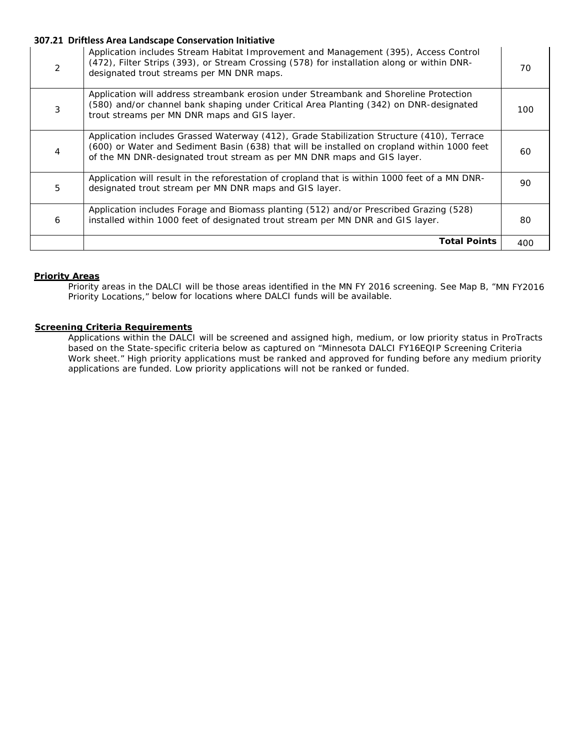**307.21 Driftless Area Landscape Conservation Initiative**

| | | |
|---|---|---|
| 2 | Application includes Stream Habitat Improvement and Management (395), Access Control (472), Filter Strips (393), or Stream Crossing (578) for installation along or within DNR-designated trout streams per MN DNR maps. | 70 |
| 3 | Application will address streambank erosion under Streambank and Shoreline Protection (580) and/or channel bank shaping under Critical Area Planting (342) on DNR-designated trout streams per MN DNR maps and GIS layer. | 100 |
| 4 | Application includes Grassed Waterway (412), Grade Stabilization Structure (410), Terrace (600) or Water and Sediment Basin (638) that will be installed on cropland within 1000 feet of the MN DNR-designated trout stream as per MN DNR maps and GIS layer. | 60 |
| 5 | Application will result in the reforestation of cropland that is within 1000 feet of a MN DNR-designated trout stream per MN DNR maps and GIS layer. | 90 |
| 6 | Application includes Forage and Biomass planting (512) and/or Prescribed Grazing (528) installed within 1000 feet of designated trout stream per MN DNR and GIS layer. | 80 |
| | **Total Points** | 400 |

**Priority Areas**

Priority areas in the DALCI will be those areas identified in the MN FY 2016 screening. See Map B, "MN FY2016 Priority Locations," below for locations where DALCI funds will be available.

**Screening Criteria Requirements**

Applications within the DALCI will be screened and assigned high, medium, or low priority status in ProTracts based on the State-specific criteria below as captured on "Minnesota DALCI FY16EQIP Screening Criteria Work sheet." High priority applications must be ranked and approved for funding before any medium priority applications are funded. Low priority applications will not be ranked or funded.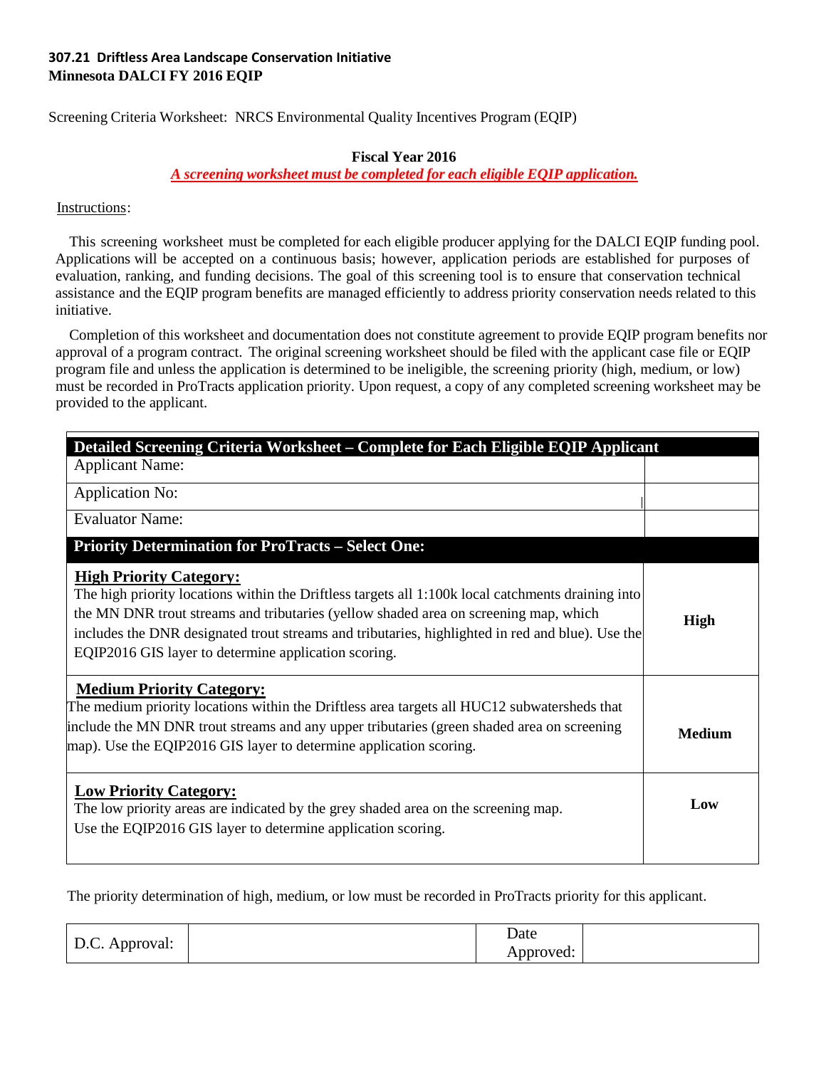**307.21 Driftless Area Landscape Conservation Initiative**
**Minnesota DALCI FY 2016 EQIP**

Screening Criteria Worksheet: NRCS Environmental Quality Incentives Program (EQIP)

**Fiscal Year 2016**

***A screening worksheet must be completed for each eligible EQIP application.***

Instructions:

This screening worksheet must be completed for each eligible producer applying for the DALCI EQIP funding pool. Applications will be accepted on a continuous basis; however, application periods are established for purposes of evaluation, ranking, and funding decisions. The goal of this screening tool is to ensure that conservation technical assistance and the EQIP program benefits are managed efficiently to address priority conservation needs related to this initiative.

Completion of this worksheet and documentation does not constitute agreement to provide EQIP program benefits nor approval of a program contract. The original screening worksheet should be filed with the applicant case file or EQIP program file and unless the application is determined to be ineligible, the screening priority (high, medium, or low) must be recorded in ProTracts application priority. Upon request, a copy of any completed screening worksheet may be provided to the applicant.

| **Detailed Screening Criteria Worksheet – Complete for Each Eligible EQIP Applicant** | |
|---|---|
| Applicant Name: | |
| Application No: | |
| Evaluator Name: | |
| **Priority Determination for ProTracts – Select One:** | |
| **High Priority Category:** The high priority locations within the Driftless targets all 1:100k local catchments draining into the MN DNR trout streams and tributaries (yellow shaded area on screening map, which includes the DNR designated trout streams and tributaries, highlighted in red and blue). Use the EQIP2016 GIS layer to determine application scoring. | **High** |
| **Medium Priority Category:** The medium priority locations within the Driftless area targets all HUC12 subwatersheds that include the MN DNR trout streams and any upper tributaries (green shaded area on screening map). Use the EQIP2016 GIS layer to determine application scoring. | **Medium** |
| **Low Priority Category:** The low priority areas are indicated by the grey shaded area on the screening map. Use the EQIP2016 GIS layer to determine application scoring. | **Low** |

The priority determination of high, medium, or low must be recorded in ProTracts priority for this applicant.

| D.C. Approval: | | Date Approved: | |
|---|---|---|---|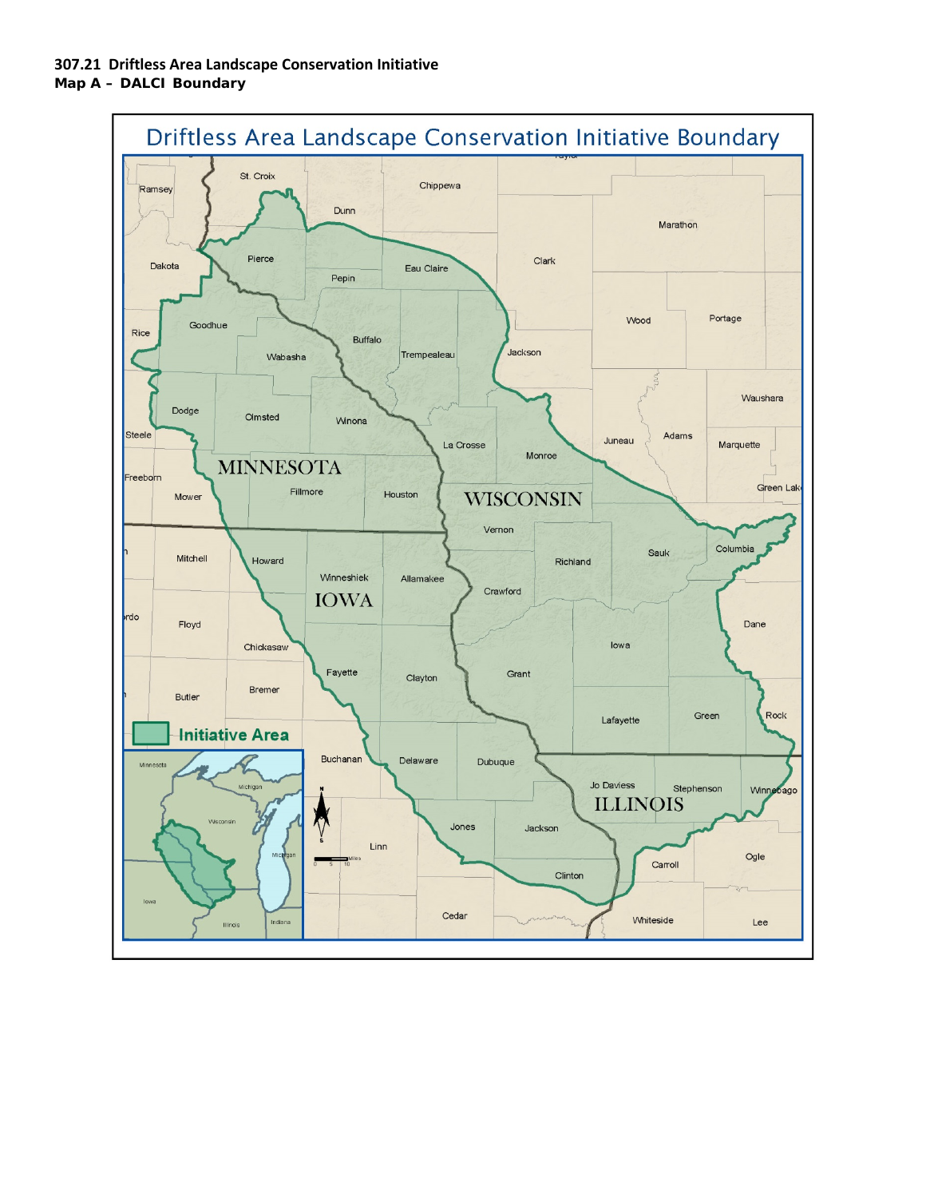**307.21 Driftless Area Landscape Conservation Initiative**

**Map A – DALCI Boundary**

Driftless Area Landscape Conservation Initiative Boundary

Initiative Area

MINNESOTA

WISCONSIN

IOWA

ILLINOIS

Ramsey, St. Croix, Chippewa, Dunn, Marathon, Dakota, Pierce, Pepin, Eau Claire, Clark, Rice, Goodhue, Buffalo, Wabasha, Trempealeau, Jackson, Wood, Portage, Waushara, Dodge, Olmsted, Winona, Steele, La Crosse, Monroe, Juneau, Adams, Marquette, Freeborn, Mower, Fillmore, Houston, Green Lake, Vernon, Sauk, Columbia, Mitchell, Howard, Winneshiek, Allamakee, Richland, Crawford, Floyd, Chickasaw, Iowa, Dane, Fayette, Clayton, Grant, Butler, Bremer, Lafayette, Green, Rock, Buchanan, Delaware, Dubuque, Jo Daviess, Stephenson, Winnebago, Jones, Jackson, Linn, Carroll, Ogle, Clinton, Cedar, Whiteside, Lee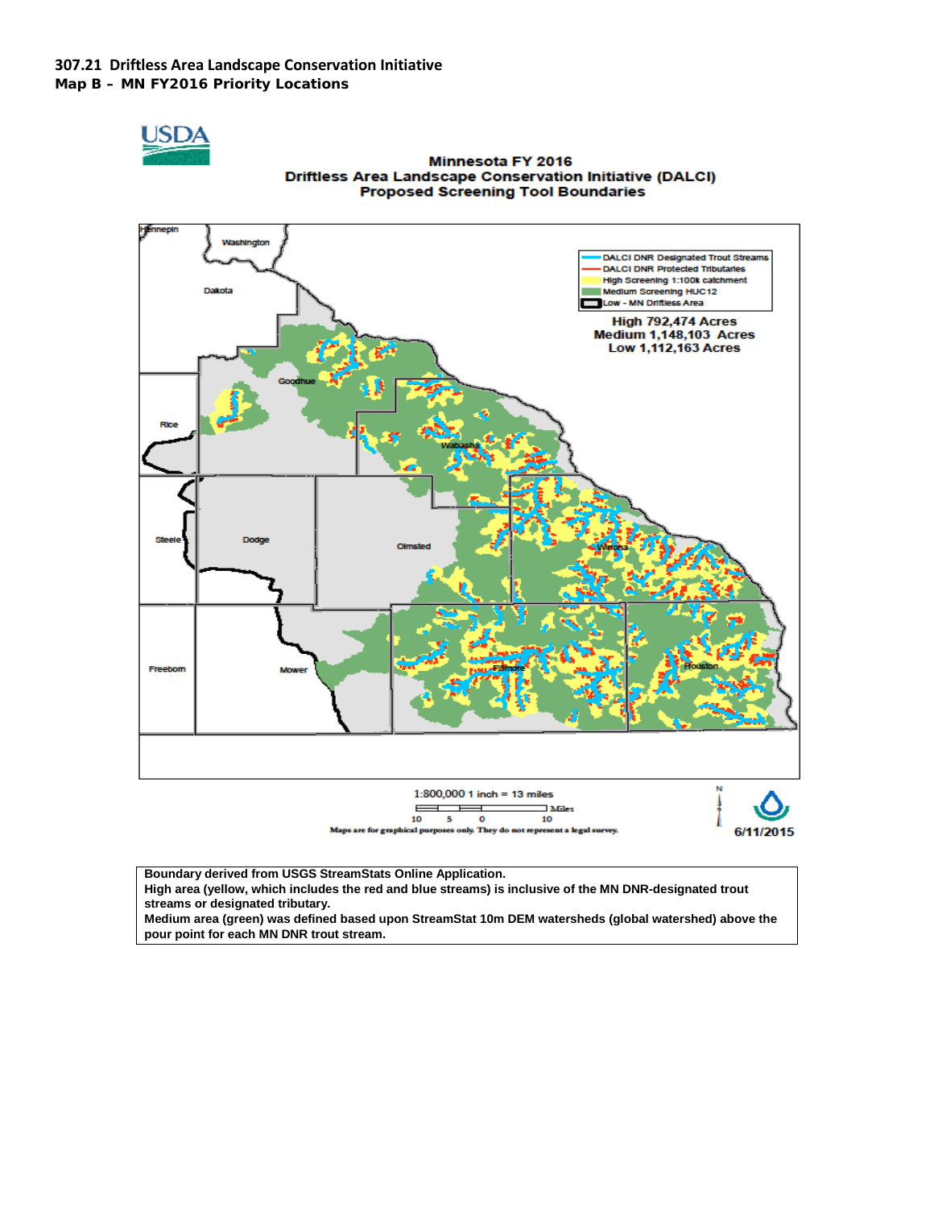**307.21 Driftless Area Landscape Conservation Initiative**
**Map B – MN FY2016 Priority Locations**

USDA

Minnesota FY 2016
Driftless Area Landscape Conservation Initiative (DALCI)
Proposed Screening Tool Boundaries

DALCI DNR Designated Trout Streams
DALCI DNR Protected Tributaries
High Screening 1:100k catchment
Medium Screening HUC12
Low - MN Driftless Area

High 792,474 Acres
Medium 1,148,103 Acres
Low 1,112,163 Acres

Hennepin
Washington
Dakota
Goodhue
Rice
Wabasha
Steele
Dodge
Olmsted
Winona
Freeborn
Mower
Fillmore
Houston

1:800,000 1 inch = 13 miles
10 5 0 10 Miles
Maps are for graphical purposes only. They do not represent a legal survey.
N
6/11/2015

Boundary derived from USGS StreamStats Online Application.
High area (yellow, which includes the red and blue streams) is inclusive of the MN DNR-designated trout streams or designated tributary.
Medium area (green) was defined based upon StreamStat 10m DEM watersheds (global watershed) above the pour point for each MN DNR trout stream.